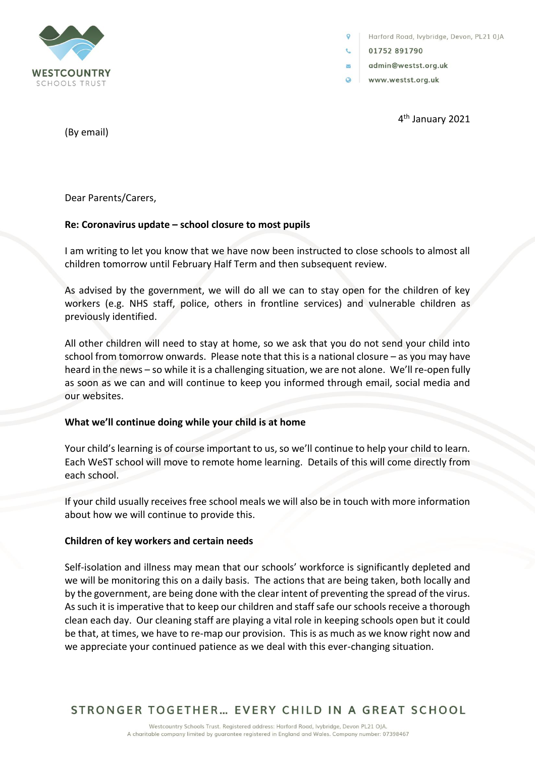WESTCOUNTRY
SCHOOLS TRUST

Harford Road, Ivybridge, Devon, PL21 0JA
01752 891790
admin@westst.org.uk
www.westst.org.uk

4th January 2021

(By email)

Dear Parents/Carers,

**Re: Coronavirus update – school closure to most pupils**

I am writing to let you know that we have now been instructed to close schools to almost all children tomorrow until February Half Term and then subsequent review.

As advised by the government, we will do all we can to stay open for the children of key workers (e.g. NHS staff, police, others in frontline services) and vulnerable children as previously identified.

All other children will need to stay at home, so we ask that you do not send your child into school from tomorrow onwards. Please note that this is a national closure – as you may have heard in the news – so while it is a challenging situation, we are not alone. We'll re-open fully as soon as we can and will continue to keep you informed through email, social media and our websites.

**What we'll continue doing while your child is at home**

Your child's learning is of course important to us, so we'll continue to help your child to learn. Each WeST school will move to remote home learning. Details of this will come directly from each school.

If your child usually receives free school meals we will also be in touch with more information about how we will continue to provide this.

**Children of key workers and certain needs**

Self-isolation and illness may mean that our schools' workforce is significantly depleted and we will be monitoring this on a daily basis. The actions that are being taken, both locally and by the government, are being done with the clear intent of preventing the spread of the virus. As such it is imperative that to keep our children and staff safe our schools receive a thorough clean each day. Our cleaning staff are playing a vital role in keeping schools open but it could be that, at times, we have to re-map our provision. This is as much as we know right now and we appreciate your continued patience as we deal with this ever-changing situation.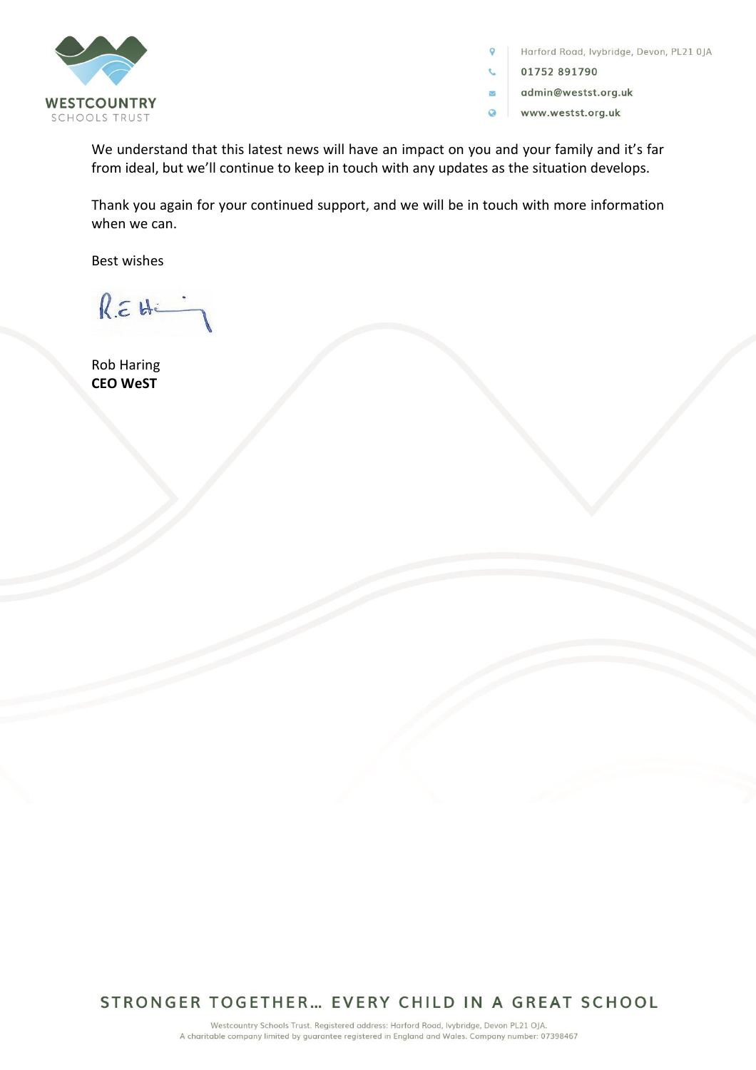We understand that this latest news will have an impact on you and your family and it's far from ideal, but we'll continue to keep in touch with any updates as the situation develops.

Thank you again for your continued support, and we will be in touch with more information when we can.

Best wishes

Rob Haring
**CEO WeST**